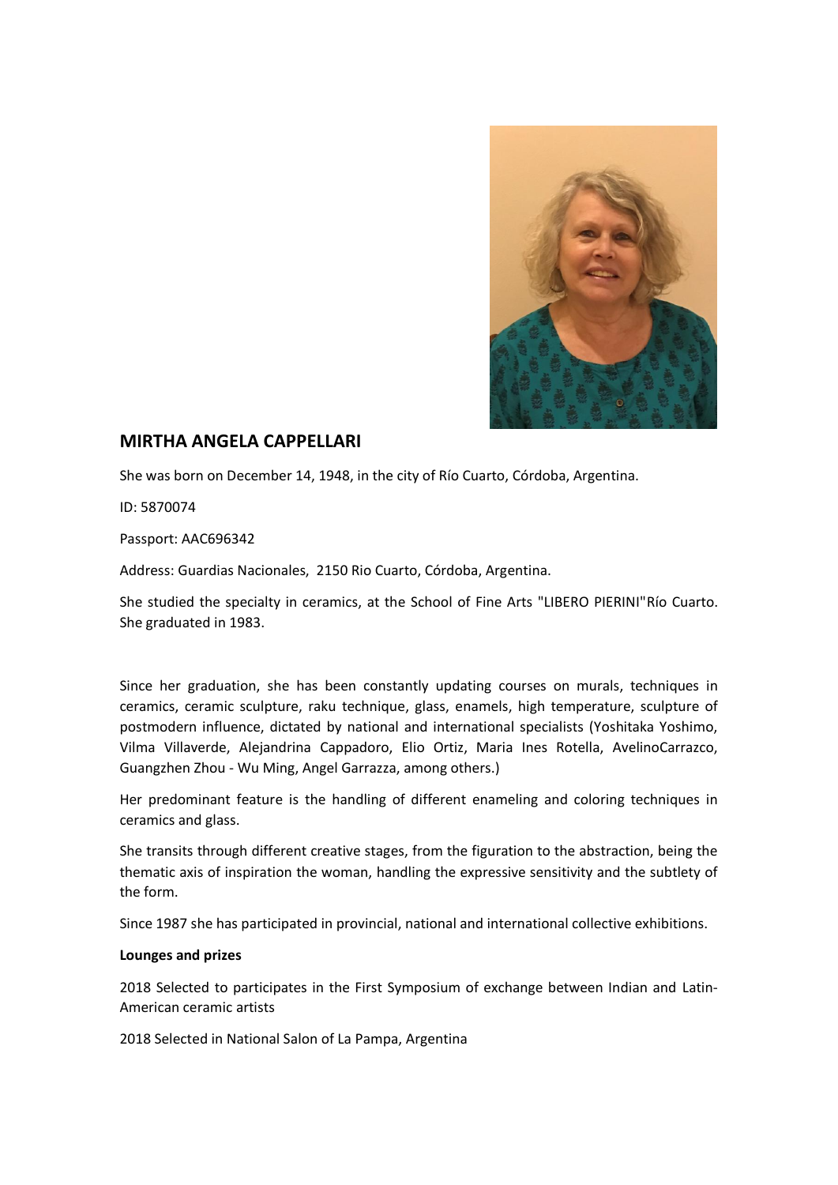## MIRTHA ANGELA CAPPELLARI

She was born on December 14, 1948, in the city of Río Cuarto, Córdoba, Argentina.

ID: 5870074

Passport: AAC696342

Address: Guardias Nacionales, 2150 Rio Cuarto, Córdoba, Argentina.

She studied the specialty in ceramics, at the School of Fine Arts "LIBERO PIERINI"Río Cuarto. She graduated in 1983.

Since her graduation, she has been constantly updating courses on murals, techniques in ceramics, ceramic sculpture, raku technique, glass, enamels, high temperature, sculpture of postmodern influence, dictated by national and international specialists (Yoshitaka Yoshimo, Vilma Villaverde, Alejandrina Cappadoro, Elio Ortiz, Maria Ines Rotella, AvelinoCarrazco, Guangzhen Zhou - Wu Ming, Angel Garrazza, among others.)

Her predominant feature is the handling of different enameling and coloring techniques in ceramics and glass.

She transits through different creative stages, from the figuration to the abstraction, being the thematic axis of inspiration the woman, handling the expressive sensitivity and the subtlety of the form.

Since 1987 she has participated in provincial, national and international collective exhibitions.

**Lounges and prizes**

2018 Selected to participates in the First Symposium of exchange between Indian and Latin-American ceramic artists

2018 Selected in National Salon of La Pampa, Argentina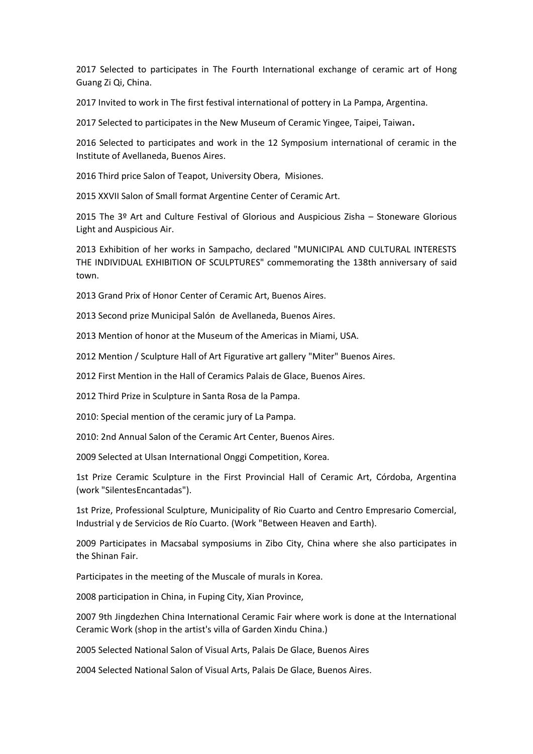2017 Selected to participates in The Fourth International exchange of ceramic art of Hong Guang Zi Qi, China.

2017 Invited to work in The first festival international of pottery in La Pampa, Argentina.

2017 Selected to participates in the New Museum of Ceramic Yingee, Taipei, Taiwan**.**

2016 Selected to participates and work in the 12 Symposium international of ceramic in the Institute of Avellaneda, Buenos Aires.

2016 Third price Salon of Teapot, University Obera, Misiones.

2015 XXVII Salon of Small format Argentine Center of Ceramic Art.

2015 The 3º Art and Culture Festival of Glorious and Auspicious Zisha – Stoneware Glorious Light and Auspicious Air.

2013 Exhibition of her works in Sampacho, declared "MUNICIPAL AND CULTURAL INTERESTS THE INDIVIDUAL EXHIBITION OF SCULPTURES" commemorating the 138th anniversary of said town.

2013 Grand Prix of Honor Center of Ceramic Art, Buenos Aires.

2013 Second prize Municipal Salón de Avellaneda, Buenos Aires.

2013 Mention of honor at the Museum of the Americas in Miami, USA.

2012 Mention / Sculpture Hall of Art Figurative art gallery "Miter" Buenos Aires.

2012 First Mention in the Hall of Ceramics Palais de Glace, Buenos Aires.

2012 Third Prize in Sculpture in Santa Rosa de la Pampa.

2010: Special mention of the ceramic jury of La Pampa.

2010: 2nd Annual Salon of the Ceramic Art Center, Buenos Aires.

2009 Selected at Ulsan International Onggi Competition, Korea.

1st Prize Ceramic Sculpture in the First Provincial Hall of Ceramic Art, Córdoba, Argentina (work "SilentesEncantadas").

1st Prize, Professional Sculpture, Municipality of Rio Cuarto and Centro Empresario Comercial, Industrial y de Servicios de Río Cuarto. (Work "Between Heaven and Earth).

2009 Participates in Macsabal symposiums in Zibo City, China where she also participates in the Shinan Fair.

Participates in the meeting of the Muscale of murals in Korea.

2008 participation in China, in Fuping City, Xian Province,

2007 9th Jingdezhen China International Ceramic Fair where work is done at the International Ceramic Work (shop in the artist's villa of Garden Xindu China.)

2005 Selected National Salon of Visual Arts, Palais De Glace, Buenos Aires

2004 Selected National Salon of Visual Arts, Palais De Glace, Buenos Aires.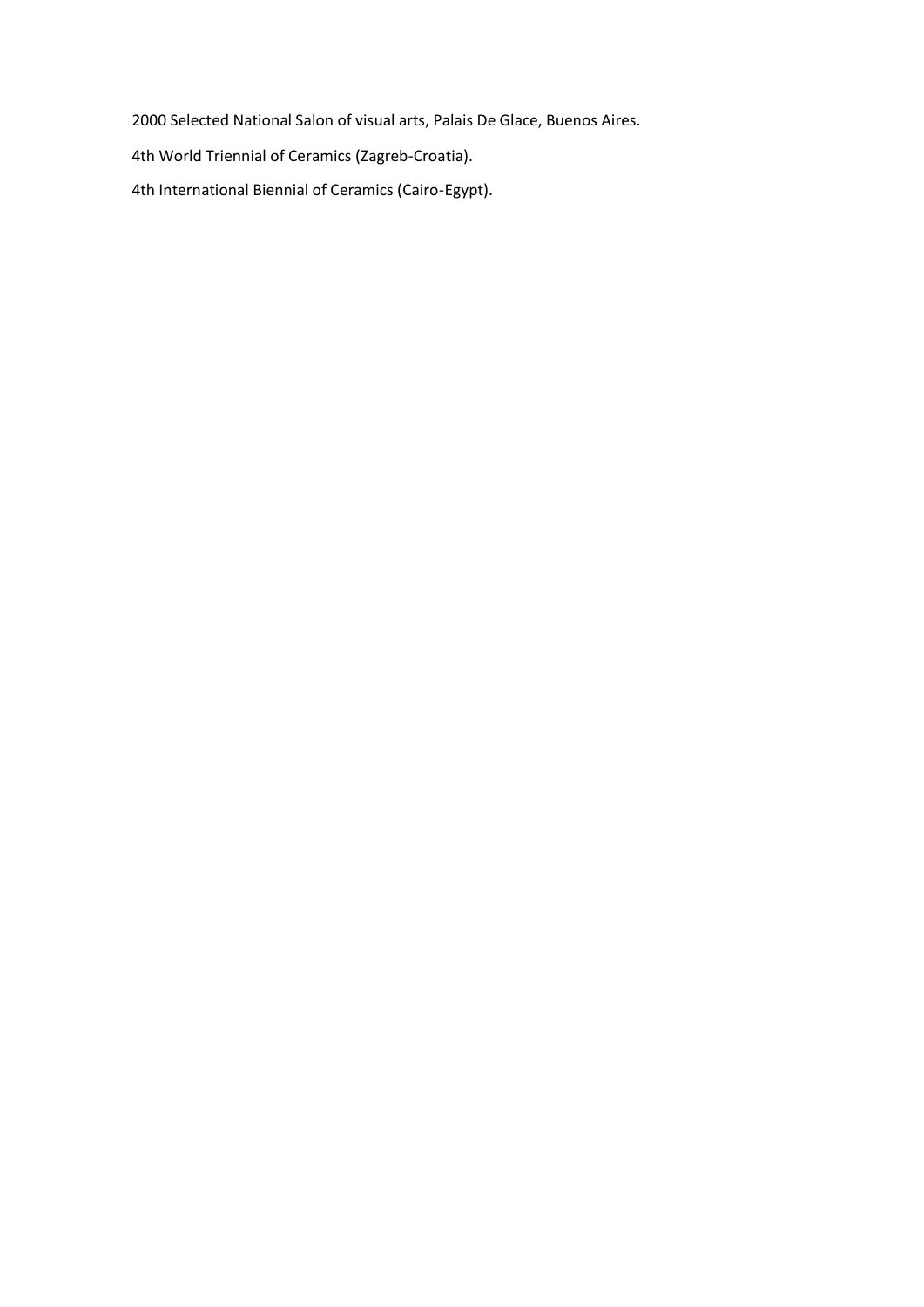2000 Selected National Salon of visual arts, Palais De Glace, Buenos Aires.

4th World Triennial of Ceramics (Zagreb-Croatia).

4th International Biennial of Ceramics (Cairo-Egypt).